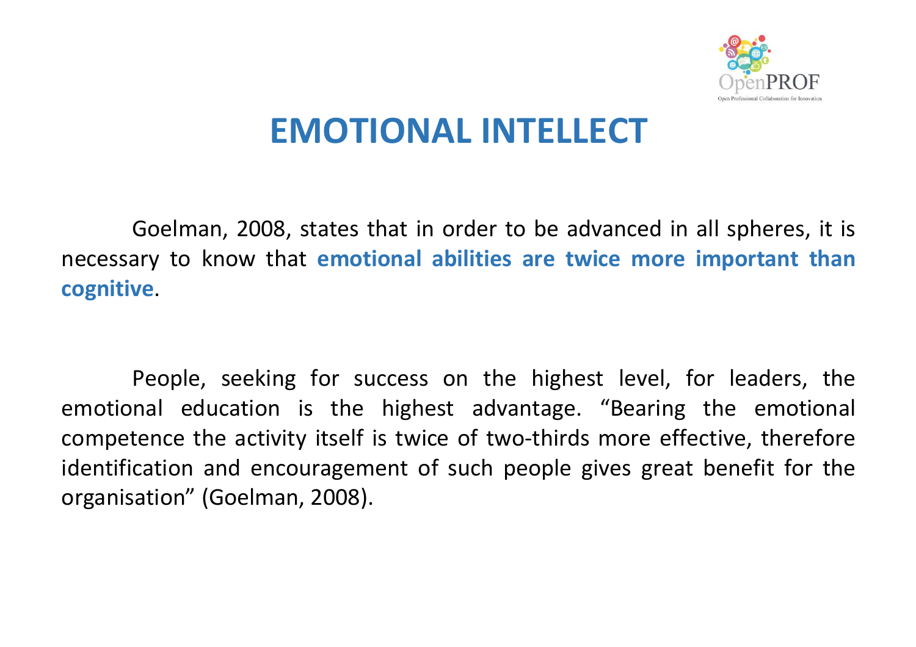# EMOTIONAL INTELLECT

Goelman, 2008, states that in order to be advanced in all spheres, it is necessary to know that **emotional abilities are twice more important than cognitive**.

People, seeking for success on the highest level, for leaders, the emotional education is the highest advantage. “Bearing the emotional competence the activity itself is twice of two-thirds more effective, therefore identification and encouragement of such people gives great benefit for the organisation” (Goelman, 2008).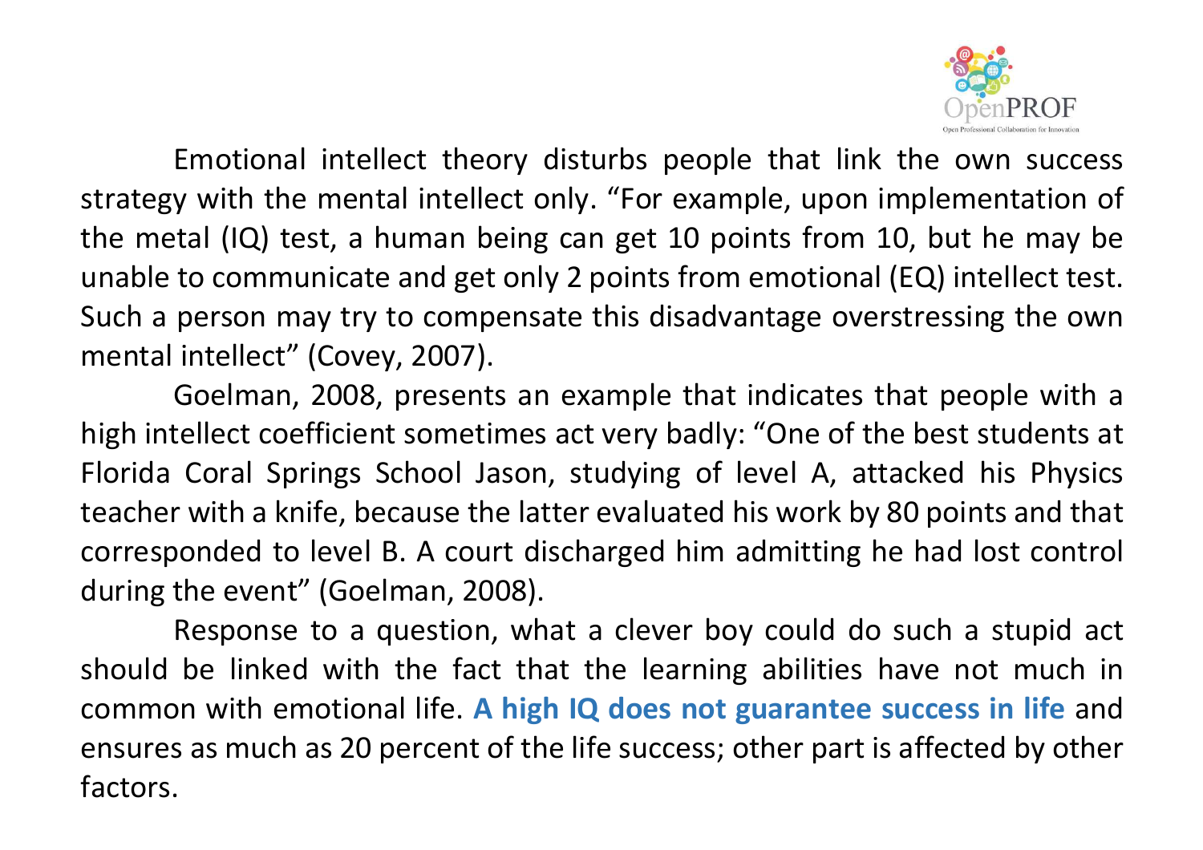Emotional intellect theory disturbs people that link the own success strategy with the mental intellect only. “For example, upon implementation of the metal (IQ) test, a human being can get 10 points from 10, but he may be unable to communicate and get only 2 points from emotional (EQ) intellect test. Such a person may try to compensate this disadvantage overstressing the own mental intellect” (Covey, 2007).

Goelman, 2008, presents an example that indicates that people with a high intellect coefficient sometimes act very badly: “One of the best students at Florida Coral Springs School Jason, studying of level A, attacked his Physics teacher with a knife, because the latter evaluated his work by 80 points and that corresponded to level B. A court discharged him admitting he had lost control during the event” (Goelman, 2008).

Response to a question, what a clever boy could do such a stupid act should be linked with the fact that the learning abilities have not much in common with emotional life. **A high IQ does not guarantee success in life** and ensures as much as 20 percent of the life success; other part is affected by other factors.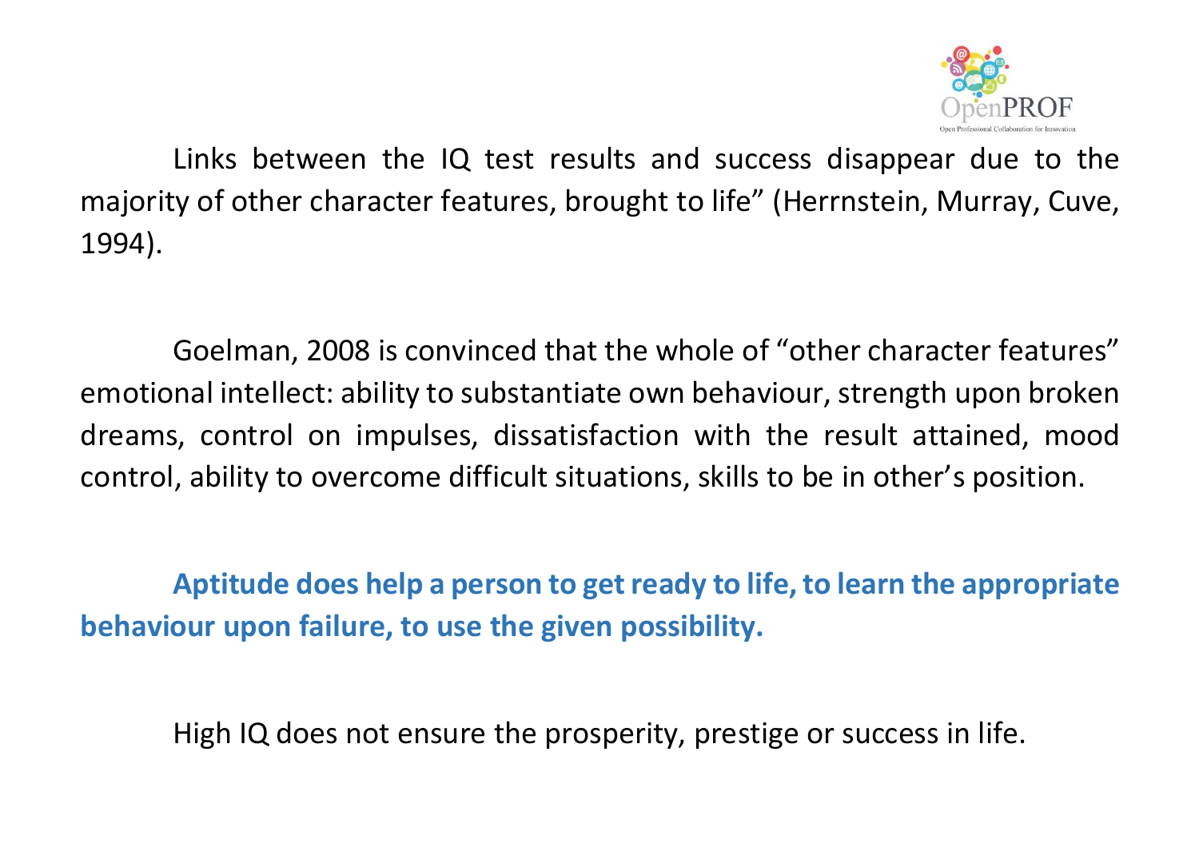Links between the IQ test results and success disappear due to the majority of other character features, brought to life” (Herrnstein, Murray, Cuve, 1994).

Goelman, 2008 is convinced that the whole of “other character features” emotional intellect: ability to substantiate own behaviour, strength upon broken dreams, control on impulses, dissatisfaction with the result attained, mood control, ability to overcome difficult situations, skills to be in other’s position.

**Aptitude does help a person to get ready to life, to learn the appropriate behaviour upon failure, to use the given possibility.**

High IQ does not ensure the prosperity, prestige or success in life.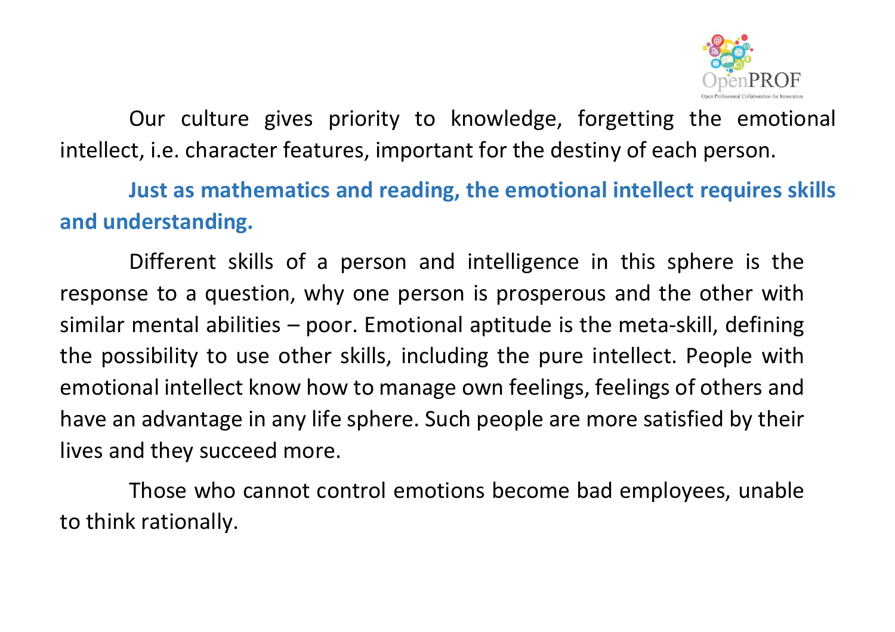Our culture gives priority to knowledge, forgetting the emotional intellect, i.e. character features, important for the destiny of each person.

**Just as mathematics and reading, the emotional intellect requires skills and understanding.**

Different skills of a person and intelligence in this sphere is the response to a question, why one person is prosperous and the other with similar mental abilities – poor. Emotional aptitude is the meta-skill, defining the possibility to use other skills, including the pure intellect. People with emotional intellect know how to manage own feelings, feelings of others and have an advantage in any life sphere. Such people are more satisfied by their lives and they succeed more.

Those who cannot control emotions become bad employees, unable to think rationally.